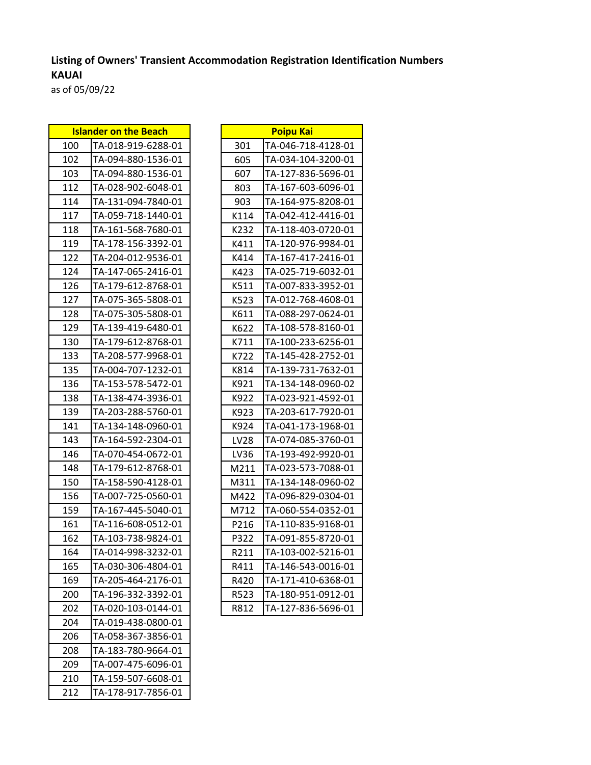**Listing of Owners' Transient Accommodation Registration Identification Numbers**

**KAUAI**

as of 05/09/22

| Islander on the Beach | |
|---|---|
| 100 | TA-018-919-6288-01 |
| 102 | TA-094-880-1536-01 |
| 103 | TA-094-880-1536-01 |
| 112 | TA-028-902-6048-01 |
| 114 | TA-131-094-7840-01 |
| 117 | TA-059-718-1440-01 |
| 118 | TA-161-568-7680-01 |
| 119 | TA-178-156-3392-01 |
| 122 | TA-204-012-9536-01 |
| 124 | TA-147-065-2416-01 |
| 126 | TA-179-612-8768-01 |
| 127 | TA-075-365-5808-01 |
| 128 | TA-075-305-5808-01 |
| 129 | TA-139-419-6480-01 |
| 130 | TA-179-612-8768-01 |
| 133 | TA-208-577-9968-01 |
| 135 | TA-004-707-1232-01 |
| 136 | TA-153-578-5472-01 |
| 138 | TA-138-474-3936-01 |
| 139 | TA-203-288-5760-01 |
| 141 | TA-134-148-0960-01 |
| 143 | TA-164-592-2304-01 |
| 146 | TA-070-454-0672-01 |
| 148 | TA-179-612-8768-01 |
| 150 | TA-158-590-4128-01 |
| 156 | TA-007-725-0560-01 |
| 159 | TA-167-445-5040-01 |
| 161 | TA-116-608-0512-01 |
| 162 | TA-103-738-9824-01 |
| 164 | TA-014-998-3232-01 |
| 165 | TA-030-306-4804-01 |
| 169 | TA-205-464-2176-01 |
| 200 | TA-196-332-3392-01 |
| 202 | TA-020-103-0144-01 |
| 204 | TA-019-438-0800-01 |
| 206 | TA-058-367-3856-01 |
| 208 | TA-183-780-9664-01 |
| 209 | TA-007-475-6096-01 |
| 210 | TA-159-507-6608-01 |
| 212 | TA-178-917-7856-01 |

| Poipu Kai | |
|---|---|
| 301 | TA-046-718-4128-01 |
| 605 | TA-034-104-3200-01 |
| 607 | TA-127-836-5696-01 |
| 803 | TA-167-603-6096-01 |
| 903 | TA-164-975-8208-01 |
| K114 | TA-042-412-4416-01 |
| K232 | TA-118-403-0720-01 |
| K411 | TA-120-976-9984-01 |
| K414 | TA-167-417-2416-01 |
| K423 | TA-025-719-6032-01 |
| K511 | TA-007-833-3952-01 |
| K523 | TA-012-768-4608-01 |
| K611 | TA-088-297-0624-01 |
| K622 | TA-108-578-8160-01 |
| K711 | TA-100-233-6256-01 |
| K722 | TA-145-428-2752-01 |
| K814 | TA-139-731-7632-01 |
| K921 | TA-134-148-0960-02 |
| K922 | TA-023-921-4592-01 |
| K923 | TA-203-617-7920-01 |
| K924 | TA-041-173-1968-01 |
| LV28 | TA-074-085-3760-01 |
| LV36 | TA-193-492-9920-01 |
| M211 | TA-023-573-7088-01 |
| M311 | TA-134-148-0960-02 |
| M422 | TA-096-829-0304-01 |
| M712 | TA-060-554-0352-01 |
| P216 | TA-110-835-9168-01 |
| P322 | TA-091-855-8720-01 |
| R211 | TA-103-002-5216-01 |
| R411 | TA-146-543-0016-01 |
| R420 | TA-171-410-6368-01 |
| R523 | TA-180-951-0912-01 |
| R812 | TA-127-836-5696-01 |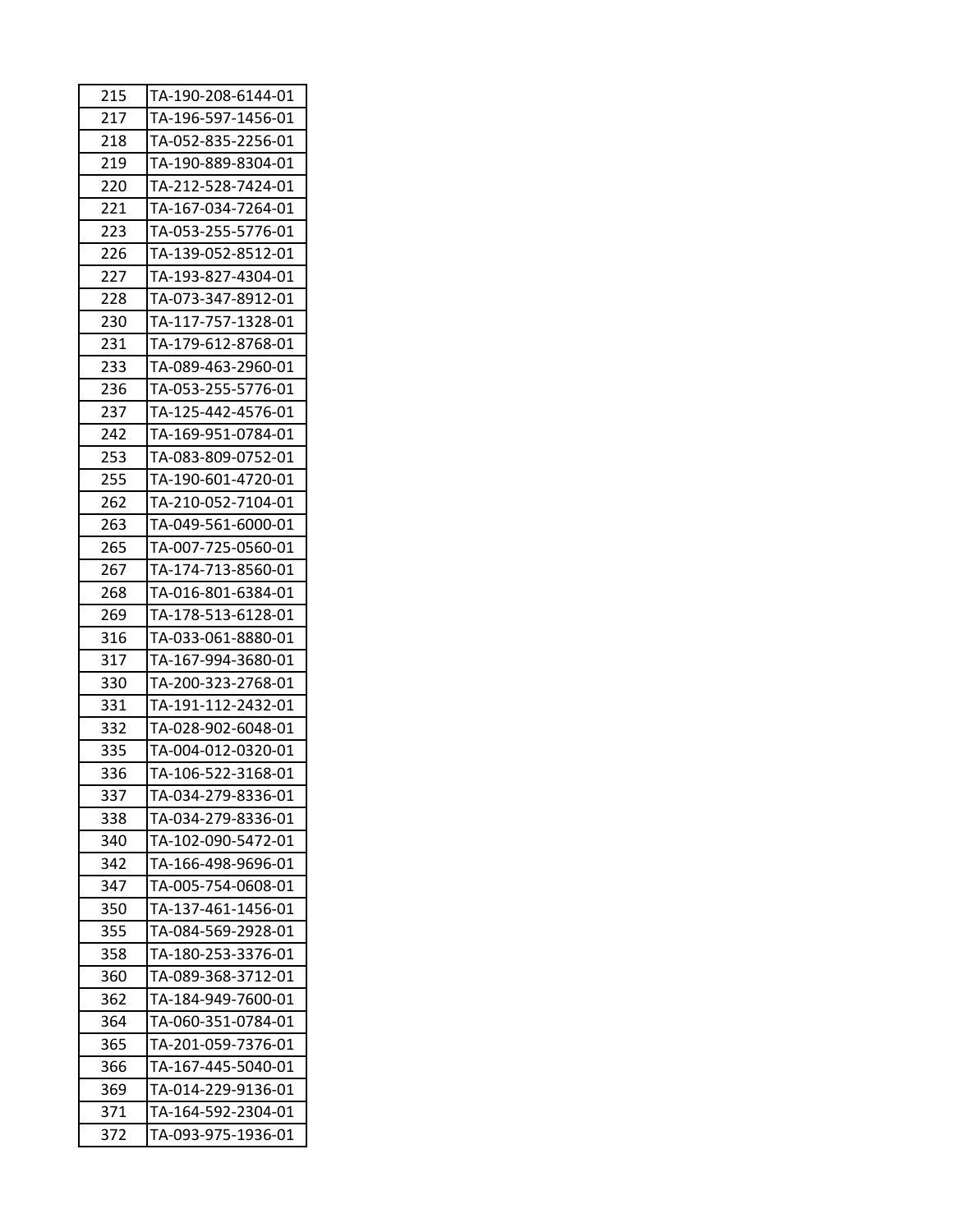| | |
|---|---|
| 215 | TA-190-208-6144-01 |
| 217 | TA-196-597-1456-01 |
| 218 | TA-052-835-2256-01 |
| 219 | TA-190-889-8304-01 |
| 220 | TA-212-528-7424-01 |
| 221 | TA-167-034-7264-01 |
| 223 | TA-053-255-5776-01 |
| 226 | TA-139-052-8512-01 |
| 227 | TA-193-827-4304-01 |
| 228 | TA-073-347-8912-01 |
| 230 | TA-117-757-1328-01 |
| 231 | TA-179-612-8768-01 |
| 233 | TA-089-463-2960-01 |
| 236 | TA-053-255-5776-01 |
| 237 | TA-125-442-4576-01 |
| 242 | TA-169-951-0784-01 |
| 253 | TA-083-809-0752-01 |
| 255 | TA-190-601-4720-01 |
| 262 | TA-210-052-7104-01 |
| 263 | TA-049-561-6000-01 |
| 265 | TA-007-725-0560-01 |
| 267 | TA-174-713-8560-01 |
| 268 | TA-016-801-6384-01 |
| 269 | TA-178-513-6128-01 |
| 316 | TA-033-061-8880-01 |
| 317 | TA-167-994-3680-01 |
| 330 | TA-200-323-2768-01 |
| 331 | TA-191-112-2432-01 |
| 332 | TA-028-902-6048-01 |
| 335 | TA-004-012-0320-01 |
| 336 | TA-106-522-3168-01 |
| 337 | TA-034-279-8336-01 |
| 338 | TA-034-279-8336-01 |
| 340 | TA-102-090-5472-01 |
| 342 | TA-166-498-9696-01 |
| 347 | TA-005-754-0608-01 |
| 350 | TA-137-461-1456-01 |
| 355 | TA-084-569-2928-01 |
| 358 | TA-180-253-3376-01 |
| 360 | TA-089-368-3712-01 |
| 362 | TA-184-949-7600-01 |
| 364 | TA-060-351-0784-01 |
| 365 | TA-201-059-7376-01 |
| 366 | TA-167-445-5040-01 |
| 369 | TA-014-229-9136-01 |
| 371 | TA-164-592-2304-01 |
| 372 | TA-093-975-1936-01 |